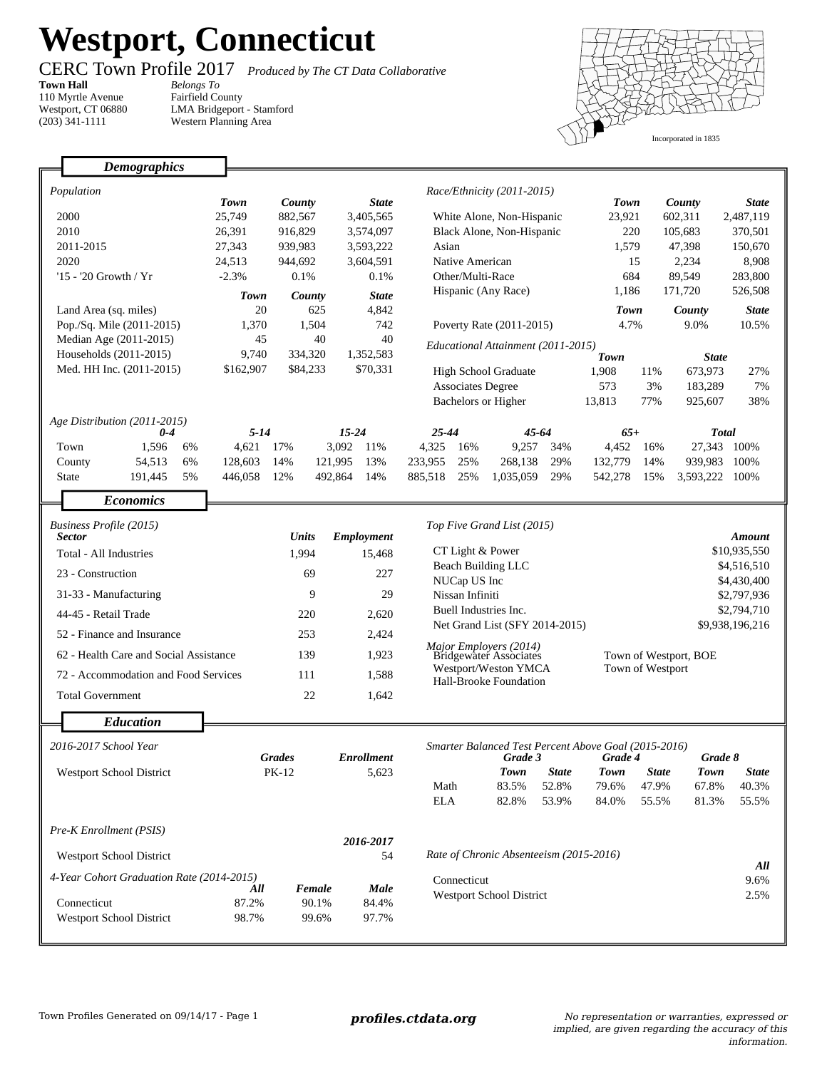# Westport, Connecticut

CERC Town Profile 2017 *Produced by The CT Data Collaborative*

**Town Hall**
110 Myrtle Avenue
Westport, CT 06880
(203) 341-1111

*Belongs To*
Fairfield County
LMA Bridgeport - Stamford
Western Planning Area

Incorporated in 1835

## Demographics

*Population*

| | Town | County | State |
|---|---|---|---|
| 2000 | 25,749 | 882,567 | 3,405,565 |
| 2010 | 26,391 | 916,829 | 3,574,097 |
| 2011-2015 | 27,343 | 939,983 | 3,593,222 |
| 2020 | 24,513 | 944,692 | 3,604,591 |
| '15 - '20 Growth / Yr | -2.3% | 0.1% | 0.1% |

| | Town | County | State |
|---|---|---|---|
| Land Area (sq. miles) | 20 | 625 | 4,842 |
| Pop./Sq. Mile (2011-2015) | 1,370 | 1,504 | 742 |
| Median Age (2011-2015) | 45 | 40 | 40 |
| Households (2011-2015) | 9,740 | 334,320 | 1,352,583 |
| Med. HH Inc. (2011-2015) | $162,907 | $84,233 | $70,331 |

*Race/Ethnicity (2011-2015)*

| | Town | County | State |
|---|---|---|---|
| White Alone, Non-Hispanic | 23,921 | 602,311 | 2,487,119 |
| Black Alone, Non-Hispanic | 220 | 105,683 | 370,501 |
| Asian | 1,579 | 47,398 | 150,670 |
| Native American | 15 | 2,234 | 8,908 |
| Other/Multi-Race | 684 | 89,549 | 283,800 |
| Hispanic (Any Race) | 1,186 | 171,720 | 526,508 |

| | Town | County | State |
|---|---|---|---|
| Poverty Rate (2011-2015) | 4.7% | 9.0% | 10.5% |

*Educational Attainment (2011-2015)*

| | Town | | State | |
|---|---|---|---|---|
| High School Graduate | 1,908 | 11% | 673,973 | 27% |
| Associates Degree | 573 | 3% | 183,289 | 7% |
| Bachelors or Higher | 13,813 | 77% | 925,607 | 38% |

*Age Distribution (2011-2015)*

| | 0-4 | | 5-14 | | 15-24 | | 25-44 | | 45-64 | | 65+ | | Total | |
|---|---|---|---|---|---|---|---|---|---|---|---|---|---|---|
| Town | 1,596 | 6% | 4,621 | 17% | 3,092 | 11% | 4,325 | 16% | 9,257 | 34% | 4,452 | 16% | 27,343 | 100% |
| County | 54,513 | 6% | 128,603 | 14% | 121,995 | 13% | 233,955 | 25% | 268,138 | 29% | 132,779 | 14% | 939,983 | 100% |
| State | 191,445 | 5% | 446,058 | 12% | 492,864 | 14% | 885,518 | 25% | 1,035,059 | 29% | 542,278 | 15% | 3,593,222 | 100% |

## Economics

*Business Profile (2015)*

| Sector | Units | Employment |
|---|---|---|
| Total - All Industries | 1,994 | 15,468 |
| 23 - Construction | 69 | 227 |
| 31-33 - Manufacturing | 9 | 29 |
| 44-45 - Retail Trade | 220 | 2,620 |
| 52 - Finance and Insurance | 253 | 2,424 |
| 62 - Health Care and Social Assistance | 139 | 1,923 |
| 72 - Accommodation and Food Services | 111 | 1,588 |
| Total Government | 22 | 1,642 |

*Top Five Grand List (2015)*

| | Amount |
|---|---|
| CT Light & Power | $10,935,550 |
| Beach Building LLC | $4,516,510 |
| NUCap US Inc | $4,430,400 |
| Nissan Infiniti | $2,797,936 |
| Buell Industries Inc. | $2,794,710 |
| Net Grand List (SFY 2014-2015) | $9,938,196,216 |

*Major Employers (2014)*

- Bridgewater Associates
- Westport/Weston YMCA
- Hall-Brooke Foundation
- Town of Westport, BOE
- Town of Westport

## Education

*2016-2017 School Year*

| | Grades | Enrollment |
|---|---|---|
| Westport School District | PK-12 | 5,623 |

*Smarter Balanced Test Percent Above Goal (2015-2016)*

| | Grade 3 | | Grade 4 | | Grade 8 | |
|---|---|---|---|---|---|---|
| | Town | State | Town | State | Town | State |
| Math | 83.5% | 52.8% | 79.6% | 47.9% | 67.8% | 40.3% |
| ELA | 82.8% | 53.9% | 84.0% | 55.5% | 81.3% | 55.5% |

*Pre-K Enrollment (PSIS)*

| | 2016-2017 |
|---|---|
| Westport School District | 54 |

*4-Year Cohort Graduation Rate (2014-2015)*

| | All | Female | Male |
|---|---|---|---|
| Connecticut | 87.2% | 90.1% | 84.4% |
| Westport School District | 98.7% | 99.6% | 97.7% |

*Rate of Chronic Absenteeism (2015-2016)*

| | All |
|---|---|
| Connecticut | 9.6% |
| Westport School District | 2.5% |

Town Profiles Generated on 09/14/17 - Page 1

**profiles.ctdata.org**

*No representation or warranties, expressed or implied, are given regarding the accuracy of this information.*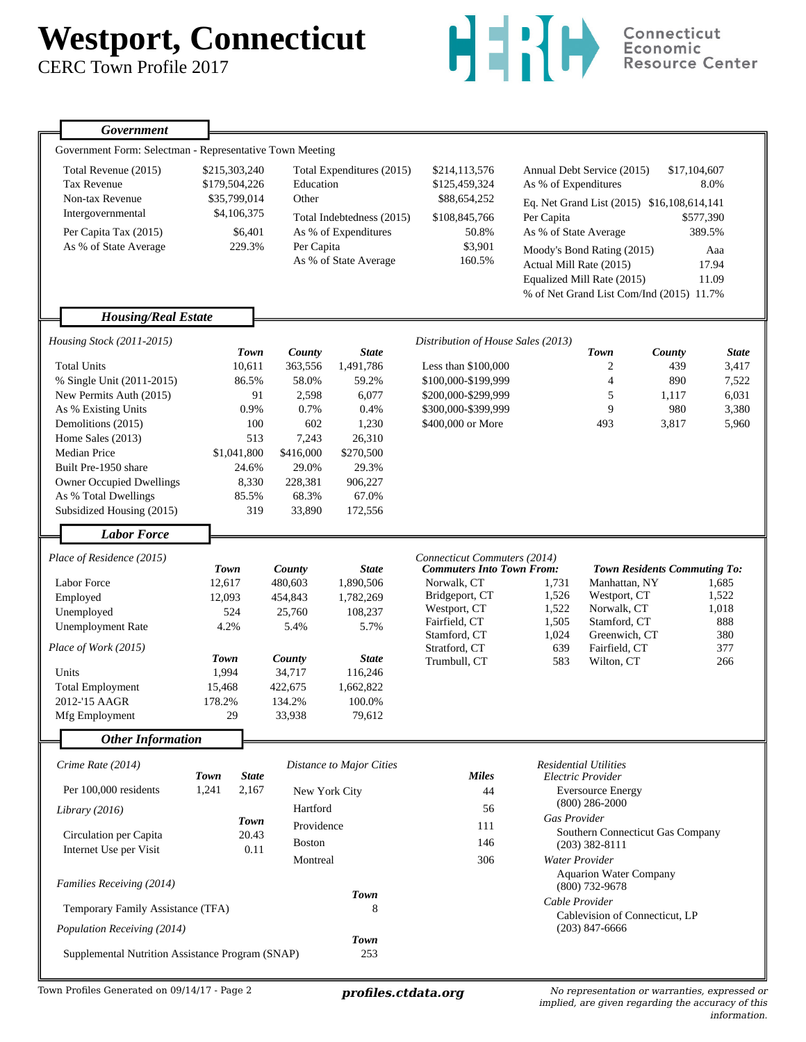# Westport, Connecticut

CERC Town Profile 2017

Connecticut Economic Resource Center

## Government

Government Form: Selectman - Representative Town Meeting

| | | | | | |
|---|---|---|---|---|---|
| Total Revenue (2015) | $215,303,240 | Total Expenditures (2015) | $214,113,576 | Annual Debt Service (2015) | $17,104,607 |
| Tax Revenue | $179,504,226 | Education | $125,459,324 | As % of Expenditures | 8.0% |
| Non-tax Revenue | $35,799,014 | Other | $88,654,252 | Eq. Net Grand List (2015) | $16,108,614,141 |
| Intergovernmental | $4,106,375 | Total Indebtedness (2015) | $108,845,766 | Per Capita | $577,390 |
| Per Capita Tax (2015) | $6,401 | As % of Expenditures | 50.8% | As % of State Average | 389.5% |
| As % of State Average | 229.3% | Per Capita | $3,901 | Moody's Bond Rating (2015) | Aaa |
| | | As % of State Average | 160.5% | Actual Mill Rate (2015) | 17.94 |
| | | | | Equalized Mill Rate (2015) | 11.09 |
| | | | | % of Net Grand List Com/Ind (2015) | 11.7% |

## Housing/Real Estate

*Housing Stock (2011-2015)*

| | Town | County | State |
|---|---|---|---|
| Total Units | 10,611 | 363,556 | 1,491,786 |
| % Single Unit (2011-2015) | 86.5% | 58.0% | 59.2% |
| New Permits Auth (2015) | 91 | 2,598 | 6,077 |
| As % Existing Units | 0.9% | 0.7% | 0.4% |
| Demolitions (2015) | 100 | 602 | 1,230 |
| Home Sales (2013) | 513 | 7,243 | 26,310 |
| Median Price | $1,041,800 | $416,000 | $270,500 |
| Built Pre-1950 share | 24.6% | 29.0% | 29.3% |
| Owner Occupied Dwellings | 8,330 | 228,381 | 906,227 |
| As % Total Dwellings | 85.5% | 68.3% | 67.0% |
| Subsidized Housing (2015) | 319 | 33,890 | 172,556 |

*Distribution of House Sales (2013)*

| | Town | County | State |
|---|---|---|---|
| Less than $100,000 | 2 | 439 | 3,417 |
| $100,000-$199,999 | 4 | 890 | 7,522 |
| $200,000-$299,999 | 5 | 1,117 | 6,031 |
| $300,000-$399,999 | 9 | 980 | 3,380 |
| $400,000 or More | 493 | 3,817 | 5,960 |

## Labor Force

*Place of Residence (2015)*

| | Town | County | State |
|---|---|---|---|
| Labor Force | 12,617 | 480,603 | 1,890,506 |
| Employed | 12,093 | 454,843 | 1,782,269 |
| Unemployed | 524 | 25,760 | 108,237 |
| Unemployment Rate | 4.2% | 5.4% | 5.7% |

*Place of Work (2015)*

| | Town | County | State |
|---|---|---|---|
| Units | 1,994 | 34,717 | 116,246 |
| Total Employment | 15,468 | 422,675 | 1,662,822 |
| 2012-'15 AAGR | 178.2% | 134.2% | 100.0% |
| Mfg Employment | 29 | 33,938 | 79,612 |

*Connecticut Commuters (2014)*

| Commuters Into Town From: | | Town Residents Commuting To: | |
|---|---|---|---|
| Norwalk, CT | 1,731 | Manhattan, NY | 1,685 |
| Bridgeport, CT | 1,526 | Westport, CT | 1,522 |
| Westport, CT | 1,522 | Norwalk, CT | 1,018 |
| Fairfield, CT | 1,505 | Stamford, CT | 888 |
| Stamford, CT | 1,024 | Greenwich, CT | 380 |
| Stratford, CT | 639 | Fairfield, CT | 377 |
| Trumbull, CT | 583 | Wilton, CT | 266 |

## Other Information

*Crime Rate (2014)*

| | Town | State |
|---|---|---|
| Per 100,000 residents | 1,241 | 2,167 |

*Library (2016)*

| | Town |
|---|---|
| Circulation per Capita | 20.43 |
| Internet Use per Visit | 0.11 |

*Families Receiving (2014)*

| | Town |
|---|---|
| Temporary Family Assistance (TFA) | 8 |

*Population Receiving (2014)*

| | Town |
|---|---|
| Supplemental Nutrition Assistance Program (SNAP) | 253 |

*Distance to Major Cities*

| | Miles |
|---|---|
| New York City | 44 |
| Hartford | 56 |
| Providence | 111 |
| Boston | 146 |
| Montreal | 306 |

*Residential Utilities*

*Electric Provider*
Eversource Energy
(800) 286-2000

*Gas Provider*
Southern Connecticut Gas Company
(203) 382-8111

*Water Provider*
Aquarion Water Company
(800) 732-9678

*Cable Provider*
Cablevision of Connecticut, LP
(203) 847-6666

Town Profiles Generated on 09/14/17 - Page 2

**profiles.ctdata.org**

*No representation or warranties, expressed or implied, are given regarding the accuracy of this information.*